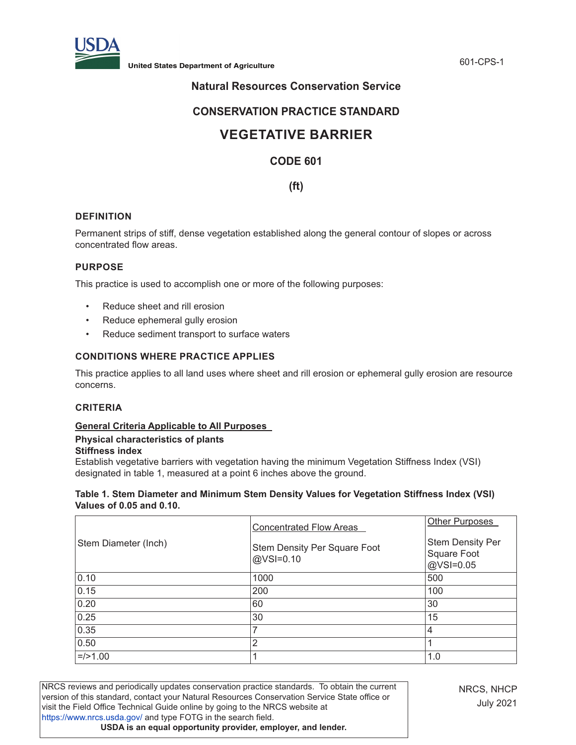United States Department of Agriculture

**Natural Resources Conservation Service**

**CONSERVATION PRACTICE STANDARD**

# VEGETATIVE BARRIER

**CODE 601**

**(ft)**

## DEFINITION

Permanent strips of stiff, dense vegetation established along the general contour of slopes or across concentrated flow areas.

## PURPOSE

This practice is used to accomplish one or more of the following purposes:

- Reduce sheet and rill erosion
- Reduce ephemeral gully erosion
- Reduce sediment transport to surface waters

## CONDITIONS WHERE PRACTICE APPLIES

This practice applies to all land uses where sheet and rill erosion or ephemeral gully erosion are resource concerns.

## CRITERIA

### General Criteria Applicable to All Purposes

**Physical characteristics of plants**

**Stiffness index**

Establish vegetative barriers with vegetation having the minimum Vegetation Stiffness Index (VSI) designated in table 1, measured at a point 6 inches above the ground.

**Table 1. Stem Diameter and Minimum Stem Density Values for Vegetation Stiffness Index (VSI) Values of 0.05 and 0.10.**

| Stem Diameter (Inch) | Concentrated Flow Areas<br><br>Stem Density Per Square Foot @VSI=0.10 | Other Purposes<br><br>Stem Density Per Square Foot @VSI=0.05 |
|---|---|---|
| 0.10 | 1000 | 500 |
| 0.15 | 200 | 100 |
| 0.20 | 60 | 30 |
| 0.25 | 30 | 15 |
| 0.35 | 7 | 4 |
| 0.50 | 2 | 1 |
| =/>1.00 | 1 | 1.0 |

NRCS reviews and periodically updates conservation practice standards. To obtain the current version of this standard, contact your Natural Resources Conservation Service State office or visit the Field Office Technical Guide online by going to the NRCS website at https://www.nrcs.usda.gov/ and type FOTG in the search field.

**USDA is an equal opportunity provider, employer, and lender.**

NRCS, NHCP
July 2021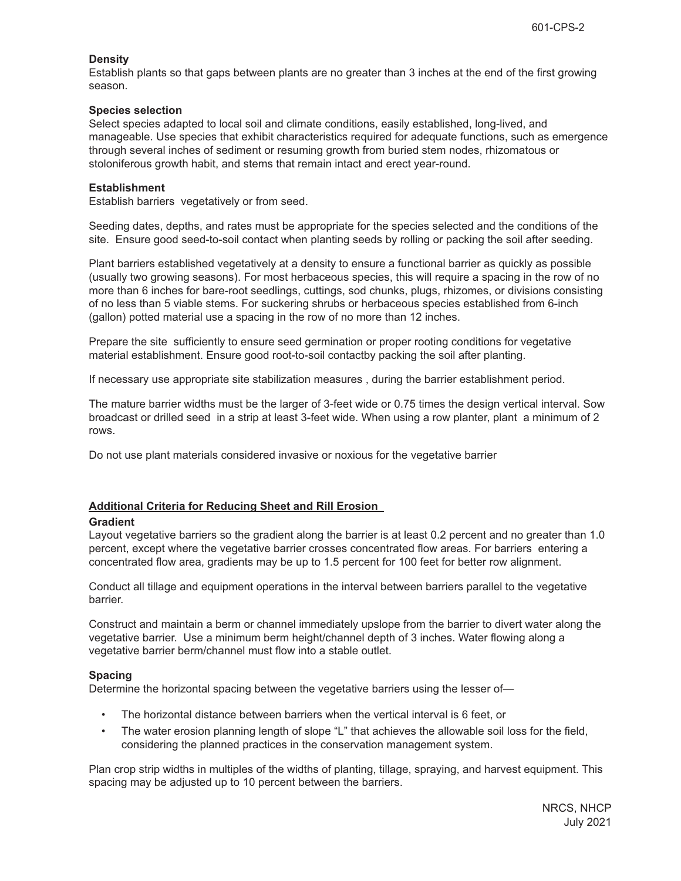**Density**

Establish plants so that gaps between plants are no greater than 3 inches at the end of the first growing season.

**Species selection**

Select species adapted to local soil and climate conditions, easily established, long-lived, and manageable. Use species that exhibit characteristics required for adequate functions, such as emergence through several inches of sediment or resuming growth from buried stem nodes, rhizomatous or stoloniferous growth habit, and stems that remain intact and erect year-round.

**Establishment**

Establish barriers vegetatively or from seed.

Seeding dates, depths, and rates must be appropriate for the species selected and the conditions of the site. Ensure good seed-to-soil contact when planting seeds by rolling or packing the soil after seeding.

Plant barriers established vegetatively at a density to ensure a functional barrier as quickly as possible (usually two growing seasons). For most herbaceous species, this will require a spacing in the row of no more than 6 inches for bare-root seedlings, cuttings, sod chunks, plugs, rhizomes, or divisions consisting of no less than 5 viable stems. For suckering shrubs or herbaceous species established from 6-inch (gallon) potted material use a spacing in the row of no more than 12 inches.

Prepare the site sufficiently to ensure seed germination or proper rooting conditions for vegetative material establishment. Ensure good root-to-soil contactby packing the soil after planting.

If necessary use appropriate site stabilization measures , during the barrier establishment period.

The mature barrier widths must be the larger of 3-feet wide or 0.75 times the design vertical interval. Sow broadcast or drilled seed in a strip at least 3-feet wide. When using a row planter, plant a minimum of 2 rows.

Do not use plant materials considered invasive or noxious for the vegetative barrier

## Additional Criteria for Reducing Sheet and Rill Erosion

**Gradient**

Layout vegetative barriers so the gradient along the barrier is at least 0.2 percent and no greater than 1.0 percent, except where the vegetative barrier crosses concentrated flow areas. For barriers entering a concentrated flow area, gradients may be up to 1.5 percent for 100 feet for better row alignment.

Conduct all tillage and equipment operations in the interval between barriers parallel to the vegetative barrier.

Construct and maintain a berm or channel immediately upslope from the barrier to divert water along the vegetative barrier. Use a minimum berm height/channel depth of 3 inches. Water flowing along a vegetative barrier berm/channel must flow into a stable outlet.

**Spacing**

Determine the horizontal spacing between the vegetative barriers using the lesser of—

- The horizontal distance between barriers when the vertical interval is 6 feet, or
- The water erosion planning length of slope "L" that achieves the allowable soil loss for the field, considering the planned practices in the conservation management system.

Plan crop strip widths in multiples of the widths of planting, tillage, spraying, and harvest equipment. This spacing may be adjusted up to 10 percent between the barriers.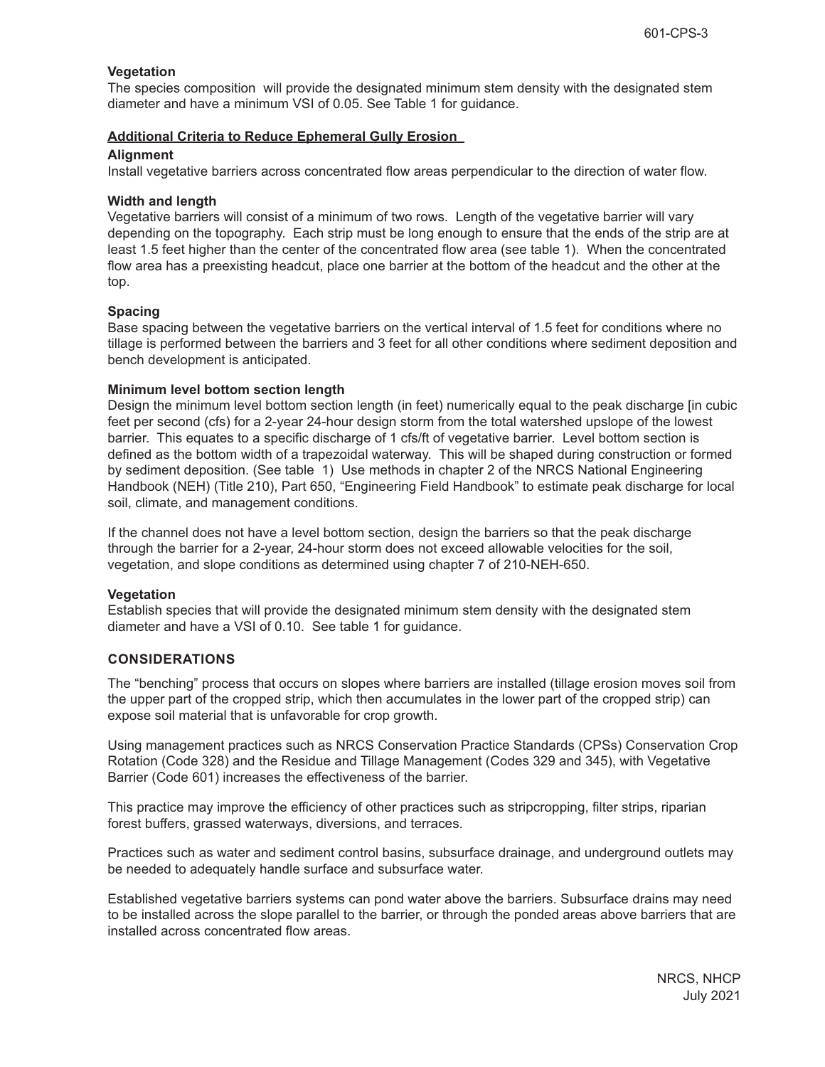### Vegetation

The species composition will provide the designated minimum stem density with the designated stem diameter and have a minimum VSI of 0.05. See Table 1 for guidance.

## Additional Criteria to Reduce Ephemeral Gully Erosion

### Alignment

Install vegetative barriers across concentrated flow areas perpendicular to the direction of water flow.

### Width and length

Vegetative barriers will consist of a minimum of two rows. Length of the vegetative barrier will vary depending on the topography. Each strip must be long enough to ensure that the ends of the strip are at least 1.5 feet higher than the center of the concentrated flow area (see table 1). When the concentrated flow area has a preexisting headcut, place one barrier at the bottom of the headcut and the other at the top.

### Spacing

Base spacing between the vegetative barriers on the vertical interval of 1.5 feet for conditions where no tillage is performed between the barriers and 3 feet for all other conditions where sediment deposition and bench development is anticipated.

### Minimum level bottom section length

Design the minimum level bottom section length (in feet) numerically equal to the peak discharge [in cubic feet per second (cfs) for a 2-year 24-hour design storm from the total watershed upslope of the lowest barrier. This equates to a specific discharge of 1 cfs/ft of vegetative barrier. Level bottom section is defined as the bottom width of a trapezoidal waterway. This will be shaped during construction or formed by sediment deposition. (See table 1) Use methods in chapter 2 of the NRCS National Engineering Handbook (NEH) (Title 210), Part 650, "Engineering Field Handbook" to estimate peak discharge for local soil, climate, and management conditions.

If the channel does not have a level bottom section, design the barriers so that the peak discharge through the barrier for a 2-year, 24-hour storm does not exceed allowable velocities for the soil, vegetation, and slope conditions as determined using chapter 7 of 210-NEH-650.

### Vegetation

Establish species that will provide the designated minimum stem density with the designated stem diameter and have a VSI of 0.10. See table 1 for guidance.

## CONSIDERATIONS

The "benching" process that occurs on slopes where barriers are installed (tillage erosion moves soil from the upper part of the cropped strip, which then accumulates in the lower part of the cropped strip) can expose soil material that is unfavorable for crop growth.

Using management practices such as NRCS Conservation Practice Standards (CPSs) Conservation Crop Rotation (Code 328) and the Residue and Tillage Management (Codes 329 and 345), with Vegetative Barrier (Code 601) increases the effectiveness of the barrier.

This practice may improve the efficiency of other practices such as stripcropping, filter strips, riparian forest buffers, grassed waterways, diversions, and terraces.

Practices such as water and sediment control basins, subsurface drainage, and underground outlets may be needed to adequately handle surface and subsurface water.

Established vegetative barriers systems can pond water above the barriers. Subsurface drains may need to be installed across the slope parallel to the barrier, or through the ponded areas above barriers that are installed across concentrated flow areas.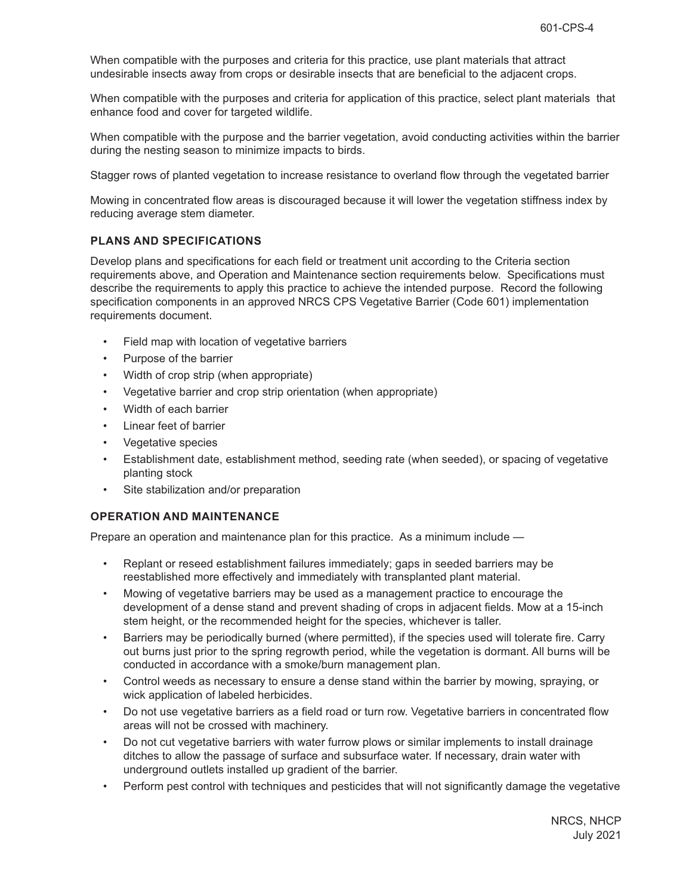When compatible with the purposes and criteria for this practice, use plant materials that attract undesirable insects away from crops or desirable insects that are beneficial to the adjacent crops.

When compatible with the purposes and criteria for application of this practice, select plant materials that enhance food and cover for targeted wildlife.

When compatible with the purpose and the barrier vegetation, avoid conducting activities within the barrier during the nesting season to minimize impacts to birds.

Stagger rows of planted vegetation to increase resistance to overland flow through the vegetated barrier

Mowing in concentrated flow areas is discouraged because it will lower the vegetation stiffness index by reducing average stem diameter.

### PLANS AND SPECIFICATIONS

Develop plans and specifications for each field or treatment unit according to the Criteria section requirements above, and Operation and Maintenance section requirements below. Specifications must describe the requirements to apply this practice to achieve the intended purpose. Record the following specification components in an approved NRCS CPS Vegetative Barrier (Code 601) implementation requirements document.

- Field map with location of vegetative barriers
- Purpose of the barrier
- Width of crop strip (when appropriate)
- Vegetative barrier and crop strip orientation (when appropriate)
- Width of each barrier
- Linear feet of barrier
- Vegetative species
- Establishment date, establishment method, seeding rate (when seeded), or spacing of vegetative planting stock
- Site stabilization and/or preparation

### OPERATION AND MAINTENANCE

Prepare an operation and maintenance plan for this practice. As a minimum include —

- Replant or reseed establishment failures immediately; gaps in seeded barriers may be reestablished more effectively and immediately with transplanted plant material.
- Mowing of vegetative barriers may be used as a management practice to encourage the development of a dense stand and prevent shading of crops in adjacent fields. Mow at a 15-inch stem height, or the recommended height for the species, whichever is taller.
- Barriers may be periodically burned (where permitted), if the species used will tolerate fire. Carry out burns just prior to the spring regrowth period, while the vegetation is dormant. All burns will be conducted in accordance with a smoke/burn management plan.
- Control weeds as necessary to ensure a dense stand within the barrier by mowing, spraying, or wick application of labeled herbicides.
- Do not use vegetative barriers as a field road or turn row. Vegetative barriers in concentrated flow areas will not be crossed with machinery.
- Do not cut vegetative barriers with water furrow plows or similar implements to install drainage ditches to allow the passage of surface and subsurface water. If necessary, drain water with underground outlets installed up gradient of the barrier.
- Perform pest control with techniques and pesticides that will not significantly damage the vegetative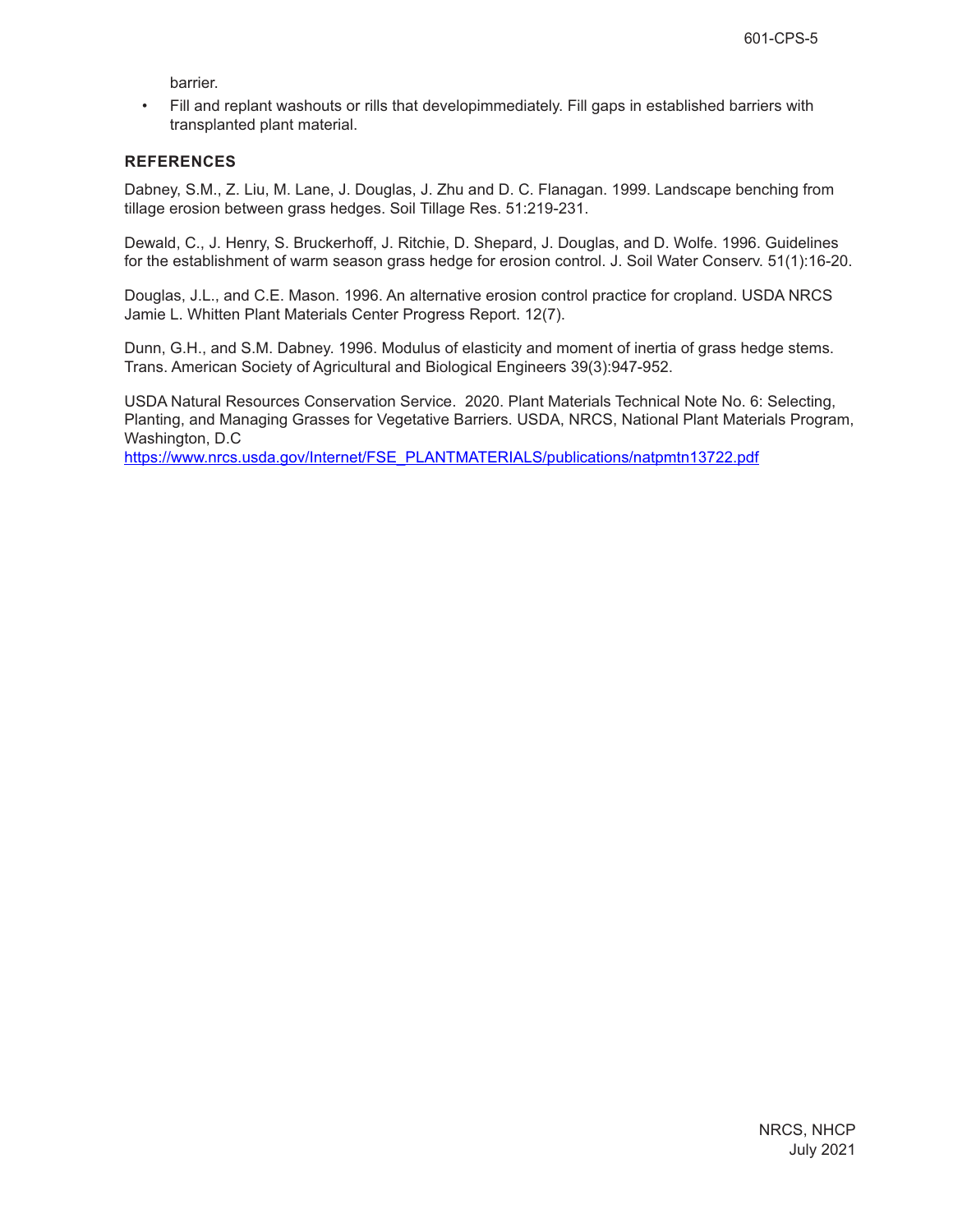barrier.

- Fill and replant washouts or rills that developimmediately. Fill gaps in established barriers with transplanted plant material.

## REFERENCES

Dabney, S.M., Z. Liu, M. Lane, J. Douglas, J. Zhu and D. C. Flanagan. 1999. Landscape benching from tillage erosion between grass hedges. Soil Tillage Res. 51:219-231.

Dewald, C., J. Henry, S. Bruckerhoff, J. Ritchie, D. Shepard, J. Douglas, and D. Wolfe. 1996. Guidelines for the establishment of warm season grass hedge for erosion control. J. Soil Water Conserv. 51(1):16-20.

Douglas, J.L., and C.E. Mason. 1996. An alternative erosion control practice for cropland. USDA NRCS Jamie L. Whitten Plant Materials Center Progress Report. 12(7).

Dunn, G.H., and S.M. Dabney. 1996. Modulus of elasticity and moment of inertia of grass hedge stems. Trans. American Society of Agricultural and Biological Engineers 39(3):947-952.

USDA Natural Resources Conservation Service. 2020. Plant Materials Technical Note No. 6: Selecting, Planting, and Managing Grasses for Vegetative Barriers. USDA, NRCS, National Plant Materials Program, Washington, D.C
https://www.nrcs.usda.gov/Internet/FSE_PLANTMATERIALS/publications/natpmtn13722.pdf